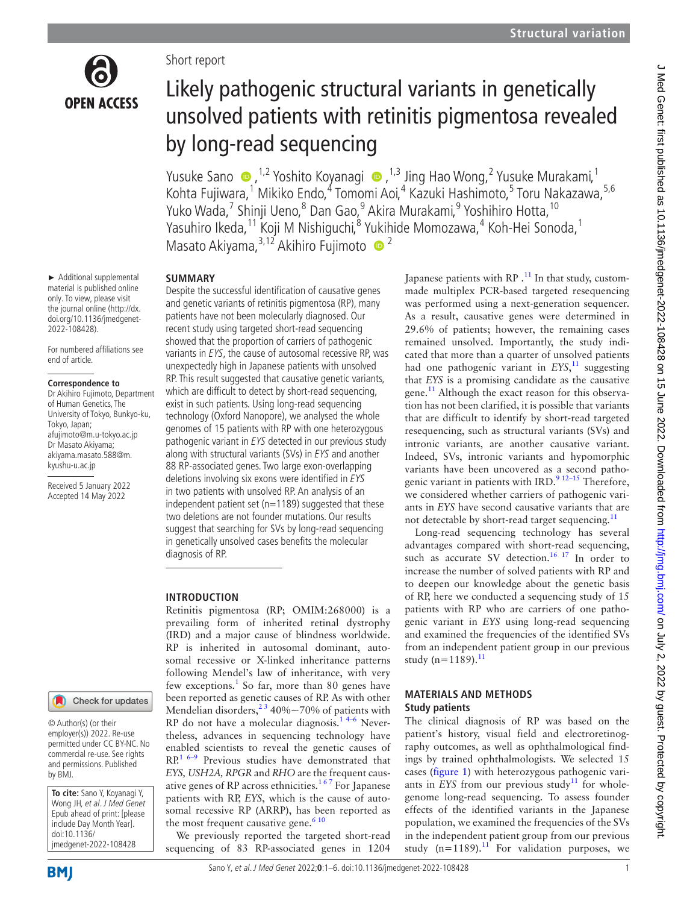Short report

# Likely pathogenic structural variants in genetically unsolved patients with retinitis pigmentosa revealed by long-read sequencing

Yusuke Sano,[1,2] Yoshito Koyanagi,[1,3] Jing Hao Wong,[2] Yusuke Murakami,[1] Kohta Fujiwara,[1] Mikiko Endo,[4] Tomomi Aoi,[4] Kazuki Hashimoto,[5] Toru Nakazawa,[5,6] Yuko Wada,[7] Shinji Ueno,[8] Dan Gao,[9] Akira Murakami,[9] Yoshihiro Hotta,[10] Yasuhiro Ikeda,[11] Koji M Nishiguchi,[8] Yukihide Momozawa,[4] Koh-Hei Sonoda,[1] Masato Akiyama,[3,12] Akihiro Fujimoto[2]

► Additional supplemental material is published online only. To view, please visit the journal online (http://dx.doi.org/10.1136/jmedgenet-2022-108428).

For numbered affiliations see end of article.

**Correspondence to**
Dr Akihiro Fujimoto, Department of Human Genetics, The University of Tokyo, Bunkyo-ku, Tokyo, Japan; afujimoto@m.u-tokyo.ac.jp
Dr Masato Akiyama; akiyama.masato.588@m.kyushu-u.ac.jp

Received 5 January 2022
Accepted 14 May 2022

© Author(s) (or their employer(s)) 2022. Re-use permitted under CC BY-NC. No commercial re-use. See rights and permissions. Published by BMJ.

**To cite:** Sano Y, Koyanagi Y, Wong JH, *et al*. *J Med Genet* Epub ahead of print: [please include Day Month Year]. doi:10.1136/jmedgenet-2022-108428

## SUMMARY

Despite the successful identification of causative genes and genetic variants of retinitis pigmentosa (RP), many patients have not been molecularly diagnosed. Our recent study using targeted short-read sequencing showed that the proportion of carriers of pathogenic variants in *EYS*, the cause of autosomal recessive RP, was unexpectedly high in Japanese patients with unsolved RP. This result suggested that causative genetic variants, which are difficult to detect by short-read sequencing, exist in such patients. Using long-read sequencing technology (Oxford Nanopore), we analysed the whole genomes of 15 patients with RP with one heterozygous pathogenic variant in *EYS* detected in our previous study along with structural variants (SVs) in *EYS* and another 88 RP-associated genes. Two large exon-overlapping deletions involving six exons were identified in *EYS* in two patients with unsolved RP. An analysis of an independent patient set (n=1189) suggested that these two deletions are not founder mutations. Our results suggest that searching for SVs by long-read sequencing in genetically unsolved cases benefits the molecular diagnosis of RP.

## INTRODUCTION

Retinitis pigmentosa (RP; OMIM:268000) is a prevailing form of inherited retinal dystrophy (IRD) and a major cause of blindness worldwide. RP is inherited in autosomal dominant, autosomal recessive or X-linked inheritance patterns following Mendel's law of inheritance, with very few exceptions.[1] So far, more than 80 genes have been reported as genetic causes of RP. As with other Mendelian disorders,[2 3] 40%∼70% of patients with RP do not have a molecular diagnosis.[1 4–6] Nevertheless, advances in sequencing technology have enabled scientists to reveal the genetic causes of RP.[1 6–9] Previous studies have demonstrated that *EYS*, *USH2A*, *RPGR* and *RHO* are the frequent causative genes of RP across ethnicities.[1 6 7] For Japanese patients with RP, *EYS*, which is the cause of autosomal recessive RP (ARRP), has been reported as the most frequent causative gene.[6 10]

We previously reported the targeted short-read sequencing of 83 RP-associated genes in 1204 Japanese patients with RP.[11] In that study, custom-made multiplex PCR-based targeted resequencing was performed using a next-generation sequencer. As a result, causative genes were determined in 29.6% of patients; however, the remaining cases remained unsolved. Importantly, the study indicated that more than a quarter of unsolved patients had one pathogenic variant in *EYS*,[11] suggesting that *EYS* is a promising candidate as the causative gene.[11] Although the exact reason for this observation has not been clarified, it is possible that variants that are difficult to identify by short-read targeted resequencing, such as structural variants (SVs) and intronic variants, are another causative variant. Indeed, SVs, intronic variants and hypomorphic variants have been uncovered as a second pathogenic variant in patients with IRD.[9 12–15] Therefore, we considered whether carriers of pathogenic variants in *EYS* have second causative variants that are not detectable by short-read target sequencing.[11]

Long-read sequencing technology has several advantages compared with short-read sequencing, such as accurate SV detection.[16 17] In order to increase the number of solved patients with RP and to deepen our knowledge about the genetic basis of RP, here we conducted a sequencing study of 15 patients with RP who are carriers of one pathogenic variant in *EYS* using long-read sequencing and examined the frequencies of the identified SVs from an independent patient group in our previous study (n=1189).[11]

## MATERIALS AND METHODS

### Study patients

The clinical diagnosis of RP was based on the patient's history, visual field and electroretinography outcomes, as well as ophthalmological findings by trained ophthalmologists. We selected 15 cases (figure 1) with heterozygous pathogenic variants in *EYS* from our previous study[11] for whole-genome long-read sequencing. To assess founder effects of the identified variants in the Japanese population, we examined the frequencies of the SVs in the independent patient group from our previous study (n=1189).[11] For validation purposes, we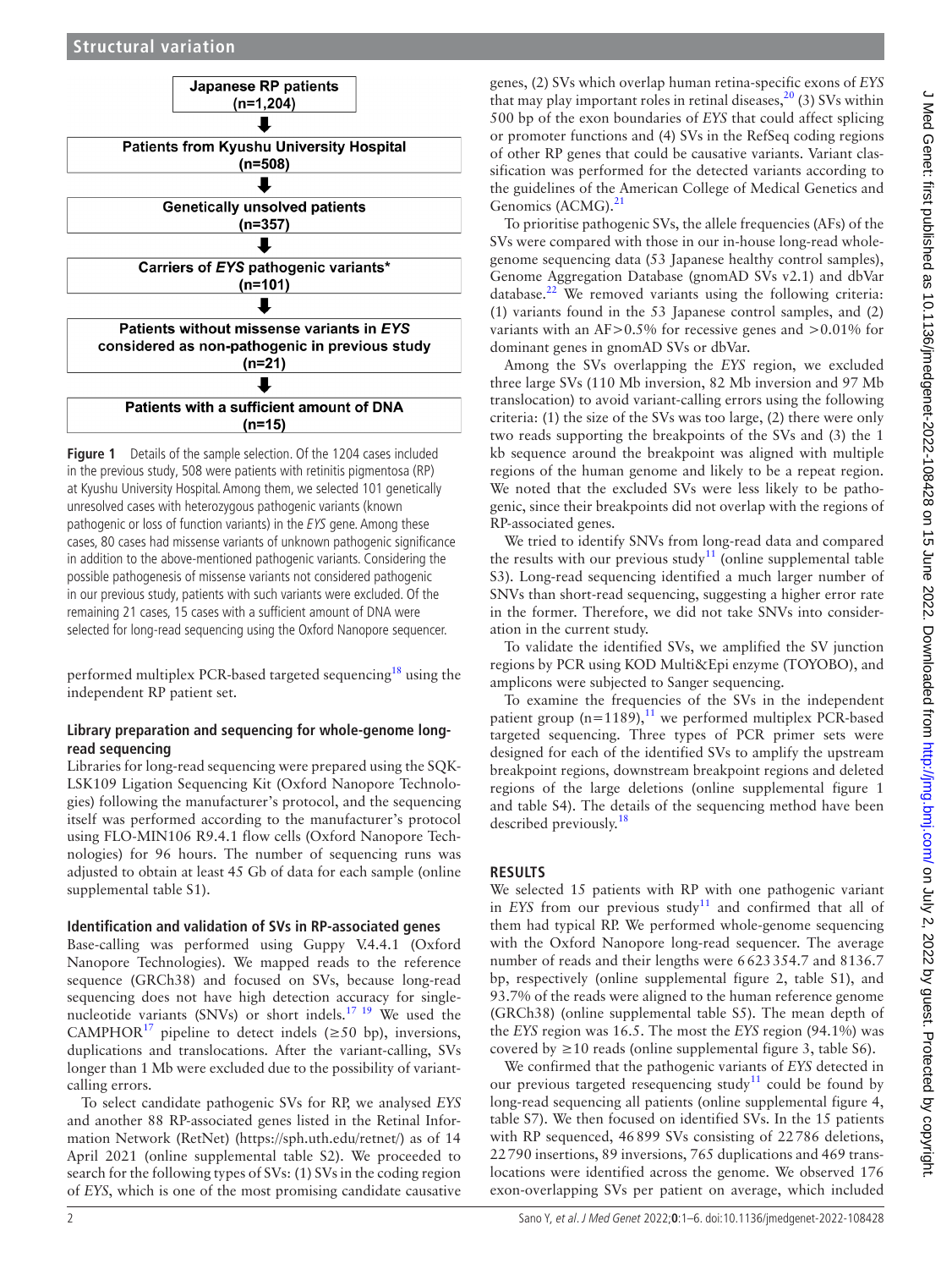Japanese RP patients (n=1,204)

Patients from Kyushu University Hospital (n=508)

Genetically unsolved patients (n=357)

Carriers of *EYS* pathogenic variants* (n=101)

Patients without missense variants in *EYS* considered as non-pathogenic in previous study (n=21)

Patients with a sufficient amount of DNA (n=15)

**Figure 1** Details of the sample selection. Of the 1204 cases included in the previous study, 508 were patients with retinitis pigmentosa (RP) at Kyushu University Hospital. Among them, we selected 101 genetically unresolved cases with heterozygous pathogenic variants (known pathogenic or loss of function variants) in the *EYS* gene. Among these cases, 80 cases had missense variants of unknown pathogenic significance in addition to the above-mentioned pathogenic variants. Considering the possible pathogenesis of missense variants not considered pathogenic in our previous study, patients with such variants were excluded. Of the remaining 21 cases, 15 cases with a sufficient amount of DNA were selected for long-read sequencing using the Oxford Nanopore sequencer.

performed multiplex PCR-based targeted sequencing[18] using the independent RP patient set.

### Library preparation and sequencing for whole-genome long-read sequencing

Libraries for long-read sequencing were prepared using the SQK-LSK109 Ligation Sequencing Kit (Oxford Nanopore Technologies) following the manufacturer's protocol, and the sequencing itself was performed according to the manufacturer's protocol using FLO-MIN106 R9.4.1 flow cells (Oxford Nanopore Technologies) for 96 hours. The number of sequencing runs was adjusted to obtain at least 45 Gb of data for each sample (online supplemental table S1).

### Identification and validation of SVs in RP-associated genes

Base-calling was performed using Guppy V.4.4.1 (Oxford Nanopore Technologies). We mapped reads to the reference sequence (GRCh38) and focused on SVs, because long-read sequencing does not have high detection accuracy for single-nucleotide variants (SNVs) or short indels.[17,19] We used the CAMPHOR[17] pipeline to detect indels (≥50 bp), inversions, duplications and translocations. After the variant-calling, SVs longer than 1 Mb were excluded due to the possibility of variant-calling errors.

To select candidate pathogenic SVs for RP, we analysed *EYS* and another 88 RP-associated genes listed in the Retinal Information Network (RetNet) (https://sph.uth.edu/retnet/) as of 14 April 2021 (online supplemental table S2). We proceeded to search for the following types of SVs: (1) SVs in the coding region of *EYS*, which is one of the most promising candidate causative genes, (2) SVs which overlap human retina-specific exons of *EYS* that may play important roles in retinal diseases,[20] (3) SVs within 500 bp of the exon boundaries of *EYS* that could affect splicing or promoter functions and (4) SVs in the RefSeq coding regions of other RP genes that could be causative variants. Variant classification was performed for the detected variants according to the guidelines of the American College of Medical Genetics and Genomics (ACMG).[21]

To prioritise pathogenic SVs, the allele frequencies (AFs) of the SVs were compared with those in our in-house long-read whole-genome sequencing data (53 Japanese healthy control samples), Genome Aggregation Database (gnomAD SVs v2.1) and dbVar database.[22] We removed variants using the following criteria: (1) variants found in the 53 Japanese control samples, and (2) variants with an AF>0.5% for recessive genes and >0.01% for dominant genes in gnomAD SVs or dbVar.

Among the SVs overlapping the *EYS* region, we excluded three large SVs (110 Mb inversion, 82 Mb inversion and 97 Mb translocation) to avoid variant-calling errors using the following criteria: (1) the size of the SVs was too large, (2) there were only two reads supporting the breakpoints of the SVs and (3) the 1 kb sequence around the breakpoint was aligned with multiple regions of the human genome and likely to be a repeat region. We noted that the excluded SVs were less likely to be pathogenic, since their breakpoints did not overlap with the regions of RP-associated genes.

We tried to identify SNVs from long-read data and compared the results with our previous study[11] (online supplemental table S3). Long-read sequencing identified a much larger number of SNVs than short-read sequencing, suggesting a higher error rate in the former. Therefore, we did not take SNVs into consideration in the current study.

To validate the identified SVs, we amplified the SV junction regions by PCR using KOD Multi&Epi enzyme (TOYOBO), and amplicons were subjected to Sanger sequencing.

To examine the frequencies of the SVs in the independent patient group (n=1189),[11] we performed multiplex PCR-based targeted sequencing. Three types of PCR primer sets were designed for each of the identified SVs to amplify the upstream breakpoint regions, downstream breakpoint regions and deleted regions of the large deletions (online supplemental figure 1 and table S4). The details of the sequencing method have been described previously.[18]

## RESULTS

We selected 15 patients with RP with one pathogenic variant in *EYS* from our previous study[11] and confirmed that all of them had typical RP. We performed whole-genome sequencing with the Oxford Nanopore long-read sequencer. The average number of reads and their lengths were 6 623 354.7 and 8136.7 bp, respectively (online supplemental figure 2, table S1), and 93.7% of the reads were aligned to the human reference genome (GRCh38) (online supplemental table S5). The mean depth of the *EYS* region was 16.5. The most the *EYS* region (94.1%) was covered by ≥10 reads (online supplemental figure 3, table S6).

We confirmed that the pathogenic variants of *EYS* detected in our previous targeted resequencing study[11] could be found by long-read sequencing all patients (online supplemental figure 4, table S7). We then focused on identified SVs. In the 15 patients with RP sequenced, 46 899 SVs consisting of 22 786 deletions, 22 790 insertions, 89 inversions, 765 duplications and 469 translocations were identified across the genome. We observed 176 exon-overlapping SVs per patient on average, which included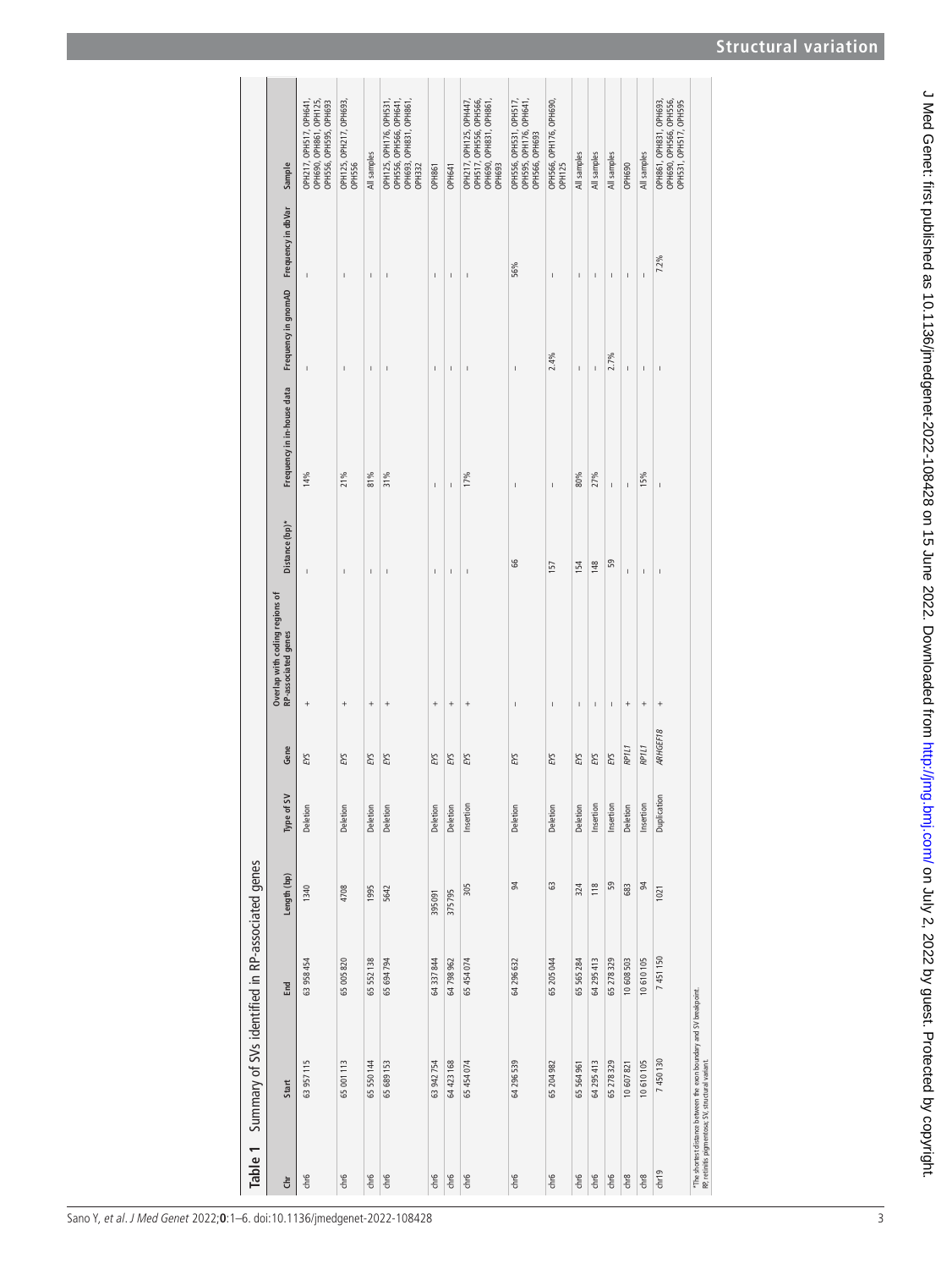**Table 1** Summary of SVs identified in RP-associated genes

| Chr | Start | End | Length (bp) | Type of SV | Gene | Overlap with coding regions of RP-associated genes | Distance (bp)* | Frequency in in-house data | Frequency in gnomAD | Frequency in dbVar | Sample |
|---|---|---|---|---|---|---|---|---|---|---|---|
| chr6 | 63 957 115 | 63 958 454 | 1340 | Deletion | *EYS* | + | – | 14% | – | – | OPH217, OPH517, OPH641, OPH690, OPH861, OPH125, OPH556, OPH595, OPH693 |
| chr6 | 65 001 113 | 65 005 820 | 4708 | Deletion | *EYS* | + | – | 21% | – | – | OPH125, OPH217, OPH693, OPH556 |
| chr6 | 65 550 144 | 65 552 138 | 1995 | Deletion | *EYS* | + | – | 81% | – | – | All samples |
| chr6 | 65 689 153 | 65 694 794 | 5642 | Deletion | *EYS* | + | – | 31% | – | – | OPH125, OPH176, OPH531, OPH556, OPH566, OPH641, OPH693, OPH831, OPH861, OPH332 |
| chr6 | 63 942 754 | 64 337 844 | 395 091 | Deletion | *EYS* | + | – | – | – | – | OPH861 |
| chr6 | 64 423 168 | 64 798 962 | 375 795 | Deletion | *EYS* | + | – | – | – | – | OPH641 |
| chr6 | 65 454 074 | 65 454 074 | 305 | Insertion | *EYS* | + | – | 17% | – | – | OPH217, OPH125, OPH447, OPH517, OPH556, OPH566, OPH690, OPH831, OPH861, OPH693 |
| chr6 | 64 296 539 | 64 296 632 | 94 | Deletion | *EYS* | – | 66 | – | – | 56% | OPH556, OPH531, OPH517, OPH595, OPH176, OPH641, OPH566, OPH693 |
| chr6 | 65 204 982 | 65 205 044 | 63 | Deletion | *EYS* | – | 157 | – | 2.4% | – | OPH566, OPH176, OPH690, OPH125 |
| chr6 | 65 564 961 | 65 565 284 | 324 | Deletion | *EYS* | – | 154 | 80% | – | – | All samples |
| chr6 | 64 295 413 | 64 295 413 | 118 | Insertion | *EYS* | – | 148 | 27% | – | – | All samples |
| chr6 | 65 278 329 | 65 278 329 | 59 | Insertion | *EYS* | – | 59 | – | 2.7% | – | All samples |
| chr8 | 10 607 821 | 10 608 503 | 683 | Deletion | *RP1L1* | + | – | – | – | – | OPH690 |
| chr8 | 10 610 105 | 10 610 105 | 94 | Insertion | *RP1L1* | + | – | 15% | – | – | All samples |
| chr19 | 7 450 130 | 7 451 150 | 1021 | Duplication | *ARHGEF18* | + | – | – | – | 7.2% | OPH861, OPH831, OPH693, OPH690, OPH566, OPH556, OPH531, OPH517, OPH595 |

*The shortest distance between the exon boundary and SV breakpoint.
RP, retinitis pigmentosa; SV, structural variant.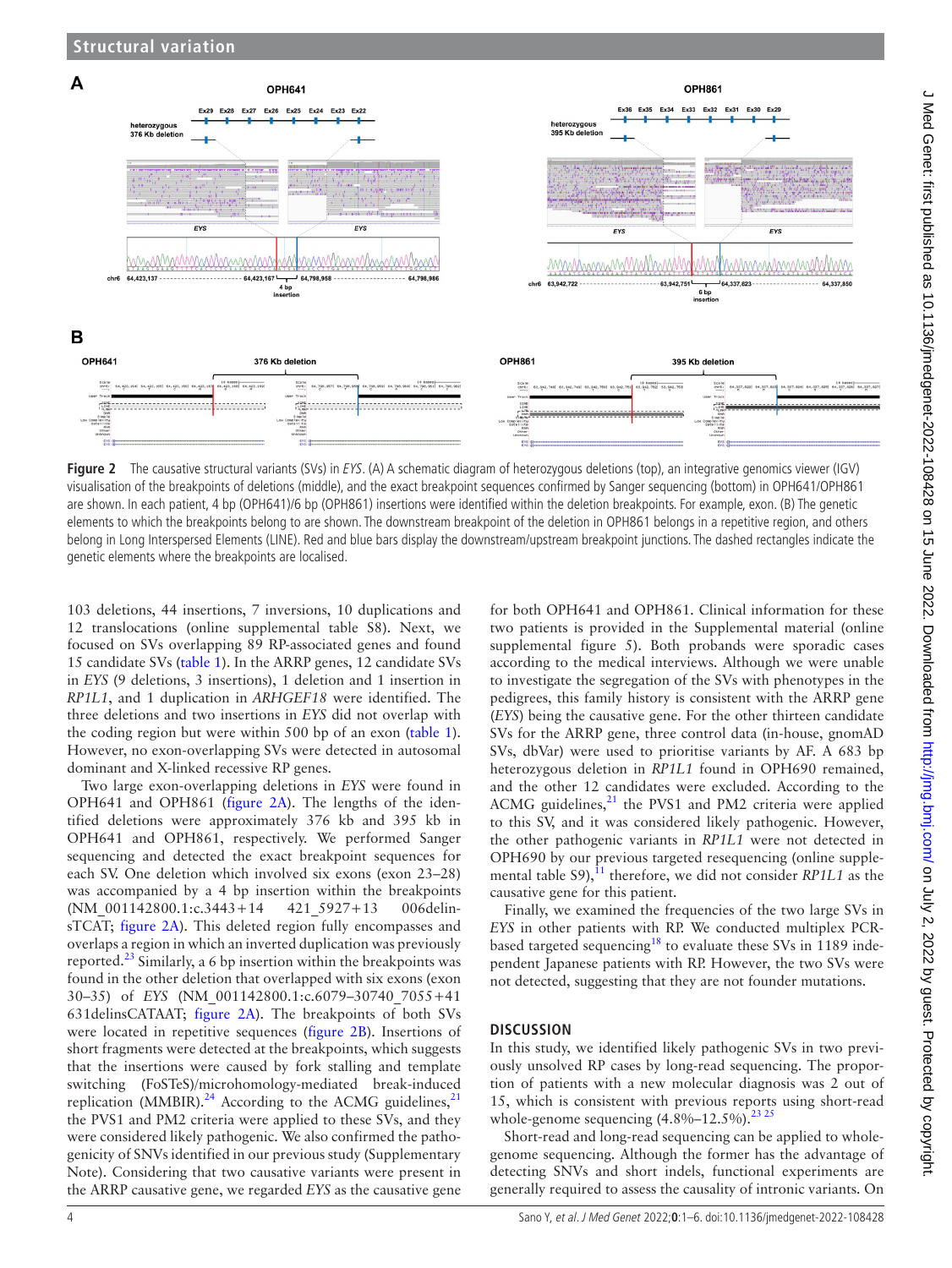Figure 2 The causative structural variants (SVs) in *EYS*. (A) A schematic diagram of heterozygous deletions (top), an integrative genomics viewer (IGV) visualisation of the breakpoints of deletions (middle), and the exact breakpoint sequences confirmed by Sanger sequencing (bottom) in OPH641/OPH861 are shown. In each patient, 4 bp (OPH641)/6 bp (OPH861) insertions were identified within the deletion breakpoints. For example, exon. (B) The genetic elements to which the breakpoints belong to are shown. The downstream breakpoint of the deletion in OPH861 belongs in a repetitive region, and others belong in Long Interspersed Elements (LINE). Red and blue bars display the downstream/upstream breakpoint junctions. The dashed rectangles indicate the genetic elements where the breakpoints are localised.

103 deletions, 44 insertions, 7 inversions, 10 duplications and 12 translocations (online supplemental table S8). Next, we focused on SVs overlapping 89 RP-associated genes and found 15 candidate SVs (table 1). In the ARRP genes, 12 candidate SVs in *EYS* (9 deletions, 3 insertions), 1 deletion and 1 insertion in *RP1L1*, and 1 duplication in *ARHGEF18* were identified. The three deletions and two insertions in *EYS* did not overlap with the coding region but were within 500 bp of an exon (table 1). However, no exon-overlapping SVs were detected in autosomal dominant and X-linked recessive RP genes.

Two large exon-overlapping deletions in *EYS* were found in OPH641 and OPH861 (figure 2A). The lengths of the identified deletions were approximately 376 kb and 395 kb in OPH641 and OPH861, respectively. We performed Sanger sequencing and detected the exact breakpoint sequences for each SV. One deletion which involved six exons (exon 23–28) was accompanied by a 4 bp insertion within the breakpoints (NM_001142800.1:c.3443+14 421_5927+13 006delinsTCAT; figure 2A). This deleted region fully encompasses and overlaps a region in which an inverted duplication was previously reported.[23] Similarly, a 6 bp insertion within the breakpoints was found in the other deletion that overlapped with six exons (exon 30–35) of *EYS* (NM_001142800.1:c.6079–30740_7055+41 631delinsCATAAT; figure 2A). The breakpoints of both SVs were located in repetitive sequences (figure 2B). Insertions of short fragments were detected at the breakpoints, which suggests that the insertions were caused by fork stalling and template switching (FoSTeS)/microhomology-mediated break-induced replication (MMBIR).[24] According to the ACMG guidelines,[21] the PVS1 and PM2 criteria were applied to these SVs, and they were considered likely pathogenic. We also confirmed the pathogenicity of SNVs identified in our previous study (Supplementary Note). Considering that two causative variants were present in the ARRP causative gene, we regarded *EYS* as the causative gene for both OPH641 and OPH861. Clinical information for these two patients is provided in the Supplemental material (online supplemental figure 5). Both probands were sporadic cases according to the medical interviews. Although we were unable to investigate the segregation of the SVs with phenotypes in the pedigrees, this family history is consistent with the ARRP gene (*EYS*) being the causative gene. For the other thirteen candidate SVs for the ARRP gene, three control data (in-house, gnomAD SVs, dbVar) were used to prioritise variants by AF. A 683 bp heterozygous deletion in *RP1L1* found in OPH690 remained, and the other 12 candidates were excluded. According to the ACMG guidelines,[21] the PVS1 and PM2 criteria were applied to this SV, and it was considered likely pathogenic. However, the other pathogenic variants in *RP1L1* were not detected in OPH690 by our previous targeted resequencing (online supplemental table S9),[11] therefore, we did not consider *RP1L1* as the causative gene for this patient.

Finally, we examined the frequencies of the two large SVs in *EYS* in other patients with RP. We conducted multiplex PCR-based targeted sequencing[18] to evaluate these SVs in 1189 independent Japanese patients with RP. However, the two SVs were not detected, suggesting that they are not founder mutations.

## DISCUSSION

In this study, we identified likely pathogenic SVs in two previously unsolved RP cases by long-read sequencing. The proportion of patients with a new molecular diagnosis was 2 out of 15, which is consistent with previous reports using short-read whole-genome sequencing (4.8%–12.5%).[23,25]

Short-read and long-read sequencing can be applied to whole-genome sequencing. Although the former has the advantage of detecting SNVs and short indels, functional experiments are generally required to assess the causality of intronic variants. On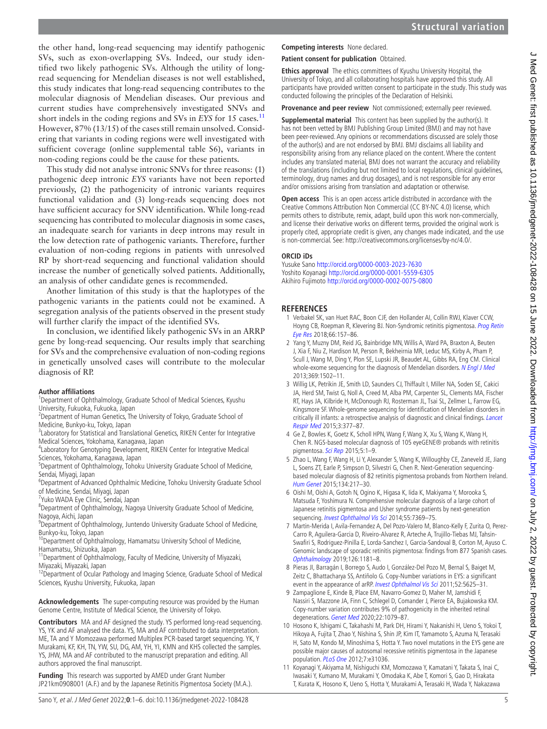the other hand, long-read sequencing may identify pathogenic SVs, such as exon-overlapping SVs. Indeed, our study identified two likely pathogenic SVs. Although the utility of long-read sequencing for Mendelian diseases is not well established, this study indicates that long-read sequencing contributes to the molecular diagnosis of Mendelian diseases. Our previous and current studies have comprehensively investigated SNVs and short indels in the coding regions and SVs in *EYS* for 15 cases.[11] However, 87% (13/15) of the cases still remain unsolved. Considering that variants in coding regions were well investigated with sufficient coverage (online supplemental table S6), variants in non-coding regions could be the cause for these patients.

This study did not analyse intronic SNVs for three reasons: (1) pathogenic deep intronic *EYS* variants have not been reported previously, (2) the pathogenicity of intronic variants requires functional validation and (3) long-reads sequencing does not have sufficient accuracy for SNV identification. While long-read sequencing has contributed to molecular diagnosis in some cases, an inadequate search for variants in deep introns may result in the low detection rate of pathogenic variants. Therefore, further evaluation of non-coding regions in patients with unresolved RP by short-read sequencing and functional validation should increase the number of genetically solved patients. Additionally, an analysis of other candidate genes is recommended.

Another limitation of this study is that the haplotypes of the pathogenic variants in the patients could not be examined. A segregation analysis of the patients observed in the present study will further clarify the impact of the identified SVs.

In conclusion, we identified likely pathogenic SVs in an ARRP gene by long-read sequencing. Our results imply that searching for SVs and the comprehensive evaluation of non-coding regions in genetically unsolved cases will contribute to the molecular diagnosis of RP.

**Author affiliations**

[1]Department of Ophthalmology, Graduate School of Medical Sciences, Kyushu University, Fukuoka, Fukuoka, Japan
[2]Department of Human Genetics, The University of Tokyo, Graduate School of Medicine, Bunkyo-ku, Tokyo, Japan
[3]Laboratory for Statistical and Translational Genetics, RIKEN Center for Integrative Medical Sciences, Yokohama, Kanagawa, Japan
[4]Laboratory for Genotyping Development, RIKEN Center for Integrative Medical Sciences, Yokohama, Kanagawa, Japan
[5]Department of Ophthalmology, Tohoku University Graduate School of Medicine, Sendai, Miyagi, Japan
[6]Department of Advanced Ophthalmic Medicine, Tohoku University Graduate School of Medicine, Sendai, Miyagi, Japan
[7]Yuko WADA Eye Clinic, Sendai, Japan
[8]Department of Ophthalmology, Nagoya University Graduate School of Medicine, Nagoya, Aichi, Japan
[9]Department of Ophthalmology, Juntendo University Graduate School of Medicine, Bunkyo-ku, Tokyo, Japan
[10]Department of Ophthalmology, Hamamatsu University School of Medicine, Hamamatsu, Shizuoka, Japan
[11]Department of Ophthalmology, Faculty of Medicine, University of Miyazaki, Miyazaki, Miyazaki, Japan
[12]Department of Ocular Pathology and Imaging Science, Graduate School of Medical Sciences, Kyushu University, Fukuoka, Japan

**Acknowledgements** The super-computing resource was provided by the Human Genome Centre, Institute of Medical Science, the University of Tokyo.

**Contributors** MA and AF designed the study. YS performed long-read sequencing. YS, YK and AF analysed the data. YS, MA and AF contributed to data interpretation. ME, TA and Y Momozawa performed Multiplex PCR-based target sequencing. YK, Y Murakami, KF, KH, TN, YW, SU, DG, AM, YH, YI, KMN and KHS collected the samples. YS, JHW, MA and AF contributed to the manuscript preparation and editing. All authors approved the final manuscript.

**Funding** This research was supported by AMED under Grant Number JP21km0908001 (A.F.) and by the Japanese Retinitis Pigmentosa Society (M.A.).

**Competing interests** None declared.

**Patient consent for publication** Obtained.

**Ethics approval** The ethics committees of Kyushu University Hospital, the University of Tokyo, and all collaborating hospitals have approved this study. All participants have provided written consent to participate in the study. This study was conducted following the principles of the Declaration of Helsinki.

**Provenance and peer review** Not commissioned; externally peer reviewed.

**Supplemental material** This content has been supplied by the author(s). It has not been vetted by BMJ Publishing Group Limited (BMJ) and may not have been peer-reviewed. Any opinions or recommendations discussed are solely those of the author(s) and are not endorsed by BMJ. BMJ disclaims all liability and responsibility arising from any reliance placed on the content. Where the content includes any translated material, BMJ does not warrant the accuracy and reliability of the translations (including but not limited to local regulations, clinical guidelines, terminology, drug names and drug dosages), and is not responsible for any error and/or omissions arising from translation and adaptation or otherwise.

**Open access** This is an open access article distributed in accordance with the Creative Commons Attribution Non Commercial (CC BY-NC 4.0) license, which permits others to distribute, remix, adapt, build upon this work non-commercially, and license their derivative works on different terms, provided the original work is properly cited, appropriate credit is given, any changes made indicated, and the use is non-commercial. See: http://creativecommons.org/licenses/by-nc/4.0/.

**ORCID iDs**

Yusuke Sano http://orcid.org/0000-0003-2023-7630
Yoshito Koyanagi http://orcid.org/0000-0001-5559-6305
Akihiro Fujimoto http://orcid.org/0000-0002-0075-0800

## REFERENCES

1. Verbakel SK, van Huet RAC, Boon CJF, den Hollander AI, Collin RWJ, Klaver CCW, Hoyng CB, Roepman R, Klevering BJ. Non-Syndromic retinitis pigmentosa. *Prog Retin Eye Res* 2018;66:157–86.
2. Yang Y, Muzny DM, Reid JG, Bainbridge MN, Willis A, Ward PA, Braxton A, Beuten J, Xia F, Niu Z, Hardison M, Person R, Bekheirnia MR, Leduc MS, Kirby A, Pham P, Scull J, Wang M, Ding Y, Plon SE, Lupski JR, Beaudet AL, Gibbs RA, Eng CM. Clinical whole-exome sequencing for the diagnosis of Mendelian disorders. *N Engl J Med* 2013;369:1502–11.
3. Willig LK, Petrikin JE, Smith LD, Saunders CJ, Thiffault I, Miller NA, Soden SE, Cakici JA, Herd SM, Twist G, Noll A, Creed M, Alba PM, Carpenter SL, Clements MA, Fischer RT, Hays JA, Kilbride H, McDonough RJ, Rosterman JL, Tsai SL, Zellmer L, Farrow EG, Kingsmore SF. Whole-genome sequencing for identification of Mendelian disorders in critically ill infants: a retrospective analysis of diagnostic and clinical findings. *Lancet Respir Med* 2015;3:377–87.
4. Ge Z, Bowles K, Goetz K, Scholl HPN, Wang F, Wang X, Xu S, Wang K, Wang H, Chen R. NGS-based molecular diagnosis of 105 eyeGENE® probands with retinitis pigmentosa. *Sci Rep* 2015;5:1–9.
5. Zhao L, Wang F, Wang H, Li Y, Alexander S, Wang K, Willoughby CE, Zaneveld JE, Jiang L, Soens ZT, Earle P, Simpson D, Silvestri G, Chen R. Next-Generation sequencing-based molecular diagnosis of 82 retinitis pigmentosa probands from Northern Ireland. *Hum Genet* 2015;134:217–30.
6. Oishi M, Oishi A, Gotoh N, Ogino K, Higasa K, Iida K, Makiyama Y, Morooka S, Matsuda F, Yoshimura N. Comprehensive molecular diagnosis of a large cohort of Japanese retinitis pigmentosa and Usher syndrome patients by next-generation sequencing. *Invest Ophthalmol Vis Sci* 2014;55:7369–75.
7. Martin-Merida I, Avila-Fernandez A, Del Pozo-Valero M, Blanco-Kelly F, Zurita O, Perez-Carro R, Aguilera-Garcia D, Riveiro-Alvarez R, Arteche A, Trujillo-Tiebas MJ, Tahsin-Swafiri S, Rodriguez-Pinilla E, Lorda-Sanchez I, Garcia-Sandoval B, Corton M, Ayuso C. Genomic landscape of sporadic retinitis pigmentosa: findings from 877 Spanish cases. *Ophthalmology* 2019;126:1181–8.
8. Pieras JI, Barragán I, Borrego S, Audo I, González-Del Pozo M, Bernal S, Baiget M, Zeitz C, Bhattacharya SS, Antiñolo G. Copy-Number variations in EYS: a significant event in the appearance of arRP. *Invest Ophthalmol Vis Sci* 2011;52:5625–31.
9. Zampaglione E, Kinde B, Place EM, Navarro-Gomez D, Maher M, Jamshidi F, Nassiri S, Mazzone JA, Finn C, Schlegel D, Comander J, Pierce EA, Bujakowska KM. Copy-number variation contributes 9% of pathogenicity in the inherited retinal degenerations. *Genet Med* 2020;22:1079–87.
10. Hosono K, Ishigami C, Takahashi M, Park DH, Hirami Y, Nakanishi H, Ueno S, Yokoi T, Hikoya A, Fujita T, Zhao Y, Nishina S, Shin JP, Kim IT, Yamamoto S, Azuma N, Terasaki H, Sato M, Kondo M, Minoshima S, Hotta Y. Two novel mutations in the EYS gene are possible major causes of autosomal recessive retinitis pigmentosa in the Japanese population. *PLoS One* 2012;7:e31036.
11. Koyanagi Y, Akiyama M, Nishiguchi KM, Momozawa Y, Kamatani Y, Takata S, Inai C, Iwasaki Y, Kumano M, Murakami Y, Omodaka K, Abe T, Komori S, Gao D, Hirakata T, Kurata K, Hosono K, Ueno S, Hotta Y, Murakami A, Terasaki H, Wada Y, Nakazawa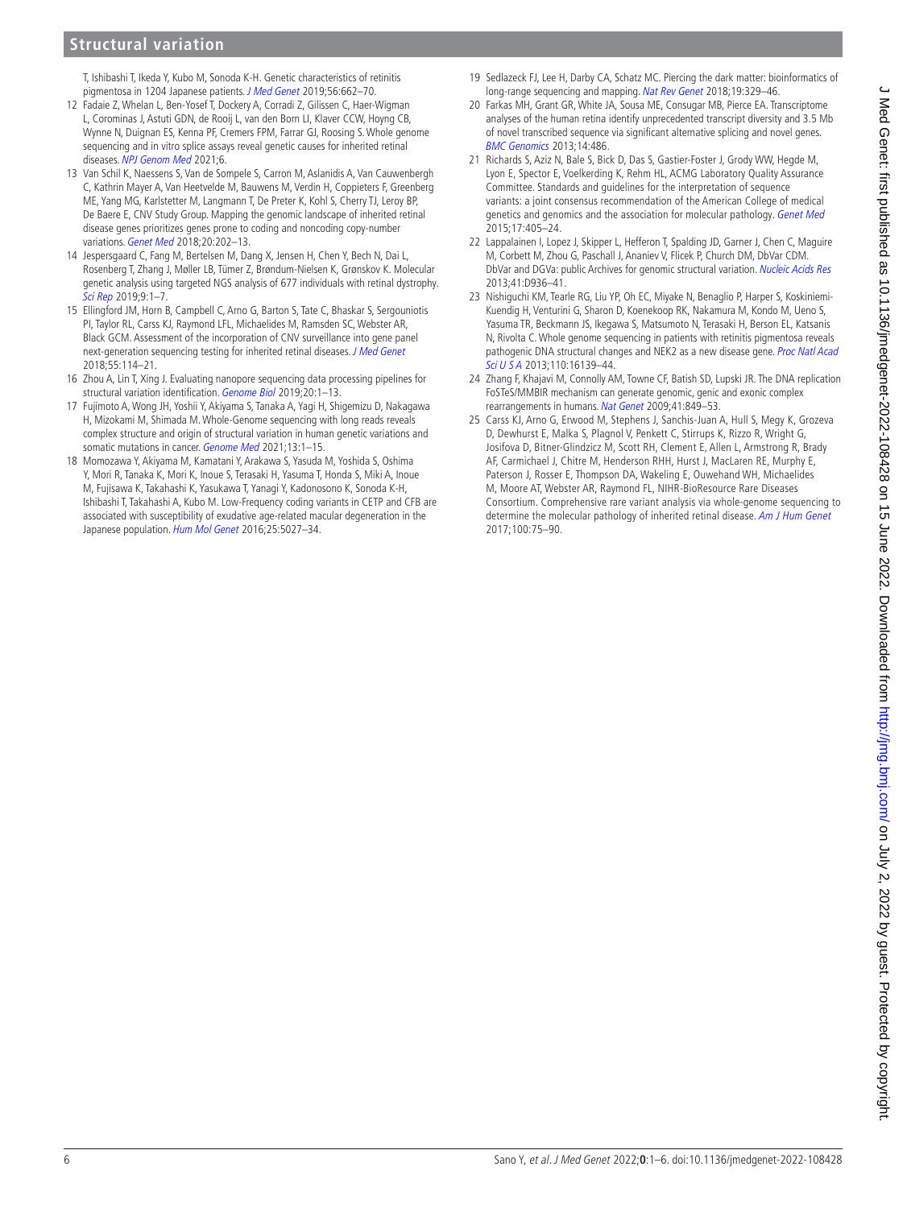T, Ishibashi T, Ikeda Y, Kubo M, Sonoda K-H. Genetic characteristics of retinitis pigmentosa in 1204 Japanese patients. *J Med Genet* 2019;56:662–70.

12 Fadaie Z, Whelan L, Ben-Yosef T, Dockery A, Corradi Z, Gilissen C, Haer-Wigman L, Corominas J, Astuti GDN, de Rooij L, van den Born LI, Klaver CCW, Hoyng CB, Wynne N, Duignan ES, Kenna PF, Cremers FPM, Farrar GJ, Roosing S. Whole genome sequencing and in vitro splice assays reveal genetic causes for inherited retinal diseases. *NPJ Genom Med* 2021;6.

13 Van Schil K, Naessens S, Van de Sompele S, Carron M, Aslanidis A, Van Cauwenbergh C, Kathrin Mayer A, Van Heetvelde M, Bauwens M, Verdin H, Coppieters F, Greenberg ME, Yang MG, Karlstetter M, Langmann T, De Preter K, Kohl S, Cherry TJ, Leroy BP, De Baere E, CNV Study Group. Mapping the genomic landscape of inherited retinal disease genes prioritizes genes prone to coding and noncoding copy-number variations. *Genet Med* 2018;20:202–13.

14 Jespersgaard C, Fang M, Bertelsen M, Dang X, Jensen H, Chen Y, Bech N, Dai L, Rosenberg T, Zhang J, Møller LB, Tümer Z, Brøndum-Nielsen K, Grønskov K. Molecular genetic analysis using targeted NGS analysis of 677 individuals with retinal dystrophy. *Sci Rep* 2019;9:1–7.

15 Ellingford JM, Horn B, Campbell C, Arno G, Barton S, Tate C, Bhaskar S, Sergouniotis PI, Taylor RL, Carss KJ, Raymond LFL, Michaelides M, Ramsden SC, Webster AR, Black GCM. Assessment of the incorporation of CNV surveillance into gene panel next-generation sequencing testing for inherited retinal diseases. *J Med Genet* 2018;55:114–21.

16 Zhou A, Lin T, Xing J. Evaluating nanopore sequencing data processing pipelines for structural variation identification. *Genome Biol* 2019;20:1–13.

17 Fujimoto A, Wong JH, Yoshii Y, Akiyama S, Tanaka A, Yagi H, Shigemizu D, Nakagawa H, Mizokami M, Shimada M. Whole-Genome sequencing with long reads reveals complex structure and origin of structural variation in human genetic variations and somatic mutations in cancer. *Genome Med* 2021;13:1–15.

18 Momozawa Y, Akiyama M, Kamatani Y, Arakawa S, Yasuda M, Yoshida S, Oshima Y, Mori R, Tanaka K, Mori K, Inoue S, Terasaki H, Yasuma T, Honda S, Miki A, Inoue M, Fujisawa K, Takahashi K, Yasukawa T, Yanagi Y, Kadonosono K, Sonoda K-H, Ishibashi T, Takahashi A, Kubo M. Low-Frequency coding variants in CETP and CFB are associated with susceptibility of exudative age-related macular degeneration in the Japanese population. *Hum Mol Genet* 2016;25:5027–34.

19 Sedlazeck FJ, Lee H, Darby CA, Schatz MC. Piercing the dark matter: bioinformatics of long-range sequencing and mapping. *Nat Rev Genet* 2018;19:329–46.

20 Farkas MH, Grant GR, White JA, Sousa ME, Consugar MB, Pierce EA. Transcriptome analyses of the human retina identify unprecedented transcript diversity and 3.5 Mb of novel transcribed sequence via significant alternative splicing and novel genes. *BMC Genomics* 2013;14:486.

21 Richards S, Aziz N, Bale S, Bick D, Das S, Gastier-Foster J, Grody WW, Hegde M, Lyon E, Spector E, Voelkerding K, Rehm HL, ACMG Laboratory Quality Assurance Committee. Standards and guidelines for the interpretation of sequence variants: a joint consensus recommendation of the American College of medical genetics and genomics and the association for molecular pathology. *Genet Med* 2015;17:405–24.

22 Lappalainen I, Lopez J, Skipper L, Hefferon T, Spalding JD, Garner J, Chen C, Maguire M, Corbett M, Zhou G, Paschall J, Ananiev V, Flicek P, Church DM, DbVar CDM. DbVar and DGVa: public Archives for genomic structural variation. *Nucleic Acids Res* 2013;41:D936–41.

23 Nishiguchi KM, Tearle RG, Liu YP, Oh EC, Miyake N, Benaglio P, Harper S, Koskiniemi-Kuendig H, Venturini G, Sharon D, Koenekoop RK, Nakamura M, Kondo M, Ueno S, Yasuma TR, Beckmann JS, Ikegawa S, Matsumoto N, Terasaki H, Berson EL, Katsanis N, Rivolta C. Whole genome sequencing in patients with retinitis pigmentosa reveals pathogenic DNA structural changes and NEK2 as a new disease gene. *Proc Natl Acad Sci U S A* 2013;110:16139–44.

24 Zhang F, Khajavi M, Connolly AM, Towne CF, Batish SD, Lupski JR. The DNA replication FoSTeS/MMBIR mechanism can generate genomic, genic and exonic complex rearrangements in humans. *Nat Genet* 2009;41:849–53.

25 Carss KJ, Arno G, Erwood M, Stephens J, Sanchis-Juan A, Hull S, Megy K, Grozeva D, Dewhurst E, Malka S, Plagnol V, Penkett C, Stirrups K, Rizzo R, Wright G, Josifova D, Bitner-Glindzicz M, Scott RH, Clement E, Allen L, Armstrong R, Brady AF, Carmichael J, Chitre M, Henderson RHH, Hurst J, MacLaren RE, Murphy E, Paterson J, Rosser E, Thompson DA, Wakeling E, Ouwehand WH, Michaelides M, Moore AT, Webster AR, Raymond FL, NIHR-BioResource Rare Diseases Consortium. Comprehensive rare variant analysis via whole-genome sequencing to determine the molecular pathology of inherited retinal disease. *Am J Hum Genet* 2017;100:75–90.